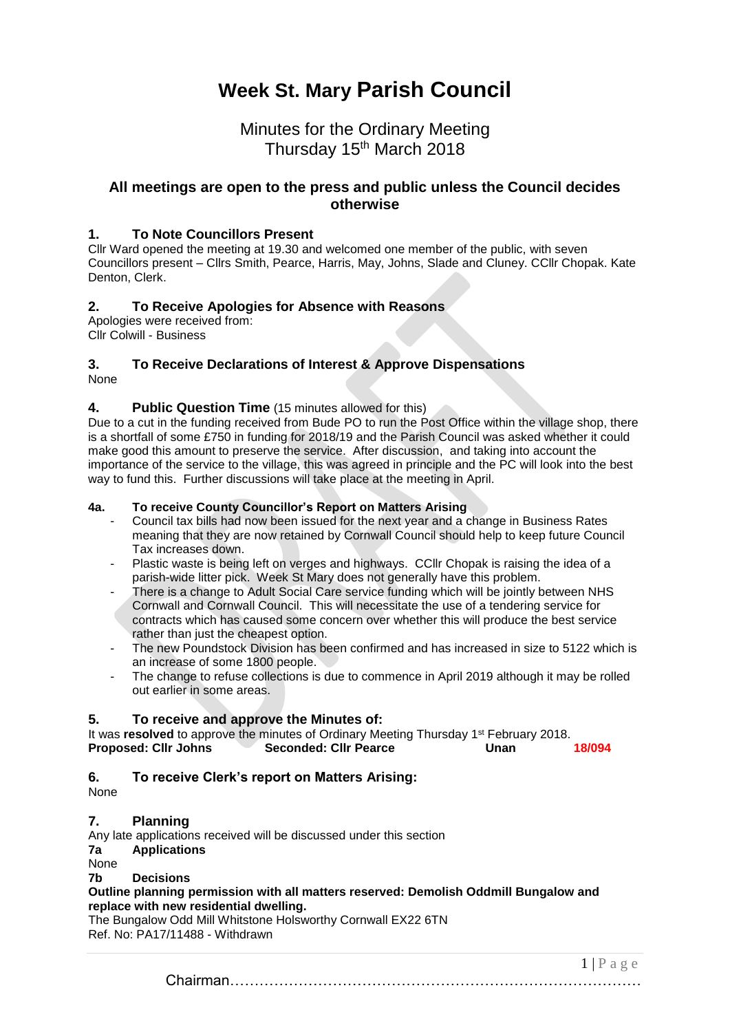# Week St. Mary Parish Council

## Minutes for the Ordinary Meeting
## Thursday 15th March 2018

### All meetings are open to the press and public unless the Council decides otherwise

### 1. To Note Councillors Present

Cllr Ward opened the meeting at 19.30 and welcomed one member of the public, with seven Councillors present – Cllrs Smith, Pearce, Harris, May, Johns, Slade and Cluney. CCllr Chopak. Kate Denton, Clerk.

### 2. To Receive Apologies for Absence with Reasons

Apologies were received from:
Cllr Colwill - Business

### 3. To Receive Declarations of Interest & Approve Dispensations

None

### 4. Public Question Time (15 minutes allowed for this)

Due to a cut in the funding received from Bude PO to run the Post Office within the village shop, there is a shortfall of some £750 in funding for 2018/19 and the Parish Council was asked whether it could make good this amount to preserve the service. After discussion, and taking into account the importance of the service to the village, this was agreed in principle and the PC will look into the best way to fund this. Further discussions will take place at the meeting in April.

#### 4a. To receive County Councillor's Report on Matters Arising

- Council tax bills had now been issued for the next year and a change in Business Rates meaning that they are now retained by Cornwall Council should help to keep future Council Tax increases down.
- Plastic waste is being left on verges and highways. CCllr Chopak is raising the idea of a parish-wide litter pick. Week St Mary does not generally have this problem.
- There is a change to Adult Social Care service funding which will be jointly between NHS Cornwall and Cornwall Council. This will necessitate the use of a tendering service for contracts which has caused some concern over whether this will produce the best service rather than just the cheapest option.
- The new Poundstock Division has been confirmed and has increased in size to 5122 which is an increase of some 1800 people.
- The change to refuse collections is due to commence in April 2019 although it may be rolled out earlier in some areas.

### 5. To receive and approve the Minutes of:

It was **resolved** to approve the minutes of Ordinary Meeting Thursday 1st February 2018.

**Proposed: Cllr Johns** **Seconded: Cllr Pearce** **Unan** **18/094**

### 6. To receive Clerk's report on Matters Arising:

None

### 7. Planning

Any late applications received will be discussed under this section

**7a Applications**

None

**7b Decisions**

**Outline planning permission with all matters reserved: Demolish Oddmill Bungalow and replace with new residential dwelling.**

The Bungalow Odd Mill Whitstone Holsworthy Cornwall EX22 6TN
Ref. No: PA17/11488 - Withdrawn

Chairman………………………………………………………………………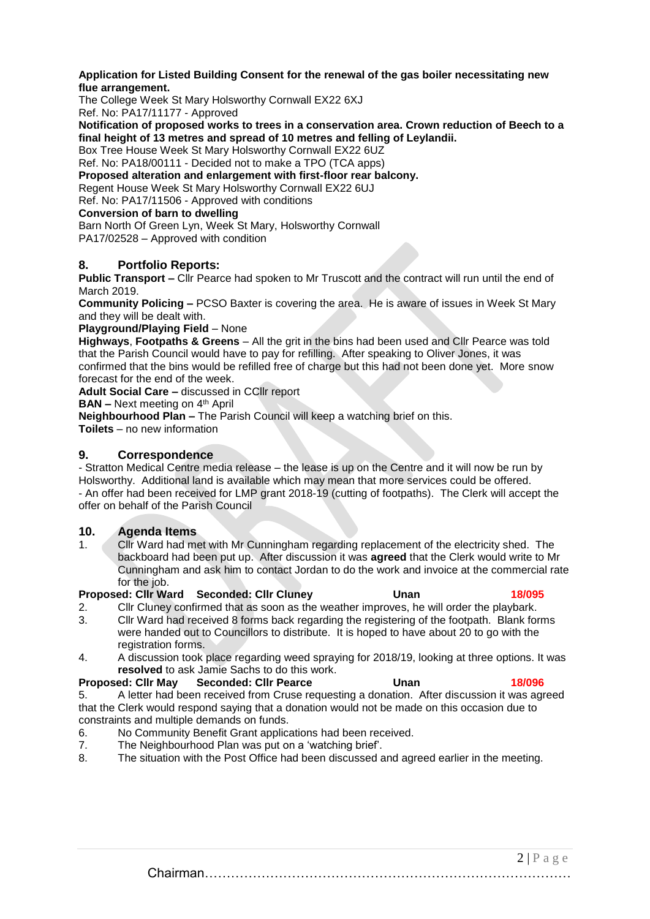**Application for Listed Building Consent for the renewal of the gas boiler necessitating new flue arrangement.**
The College Week St Mary Holsworthy Cornwall EX22 6XJ
Ref. No: PA17/11177 - Approved

**Notification of proposed works to trees in a conservation area. Crown reduction of Beech to a final height of 13 metres and spread of 10 metres and felling of Leylandii.**
Box Tree House Week St Mary Holsworthy Cornwall EX22 6UZ
Ref. No: PA18/00111 - Decided not to make a TPO (TCA apps)

**Proposed alteration and enlargement with first-floor rear balcony.**
Regent House Week St Mary Holsworthy Cornwall EX22 6UJ
Ref. No: PA17/11506 - Approved with conditions

**Conversion of barn to dwelling**
Barn North Of Green Lyn, Week St Mary, Holsworthy Cornwall
PA17/02528 – Approved with condition

## 8. Portfolio Reports:

**Public Transport –** Cllr Pearce had spoken to Mr Truscott and the contract will run until the end of March 2019.

**Community Policing –** PCSO Baxter is covering the area. He is aware of issues in Week St Mary and they will be dealt with.

**Playground/Playing Field** – None

**Highways**, **Footpaths & Greens** – All the grit in the bins had been used and Cllr Pearce was told that the Parish Council would have to pay for refilling. After speaking to Oliver Jones, it was confirmed that the bins would be refilled free of charge but this had not been done yet. More snow forecast for the end of the week.

**Adult Social Care –** discussed in CCllr report

**BAN –** Next meeting on 4th April

**Neighbourhood Plan –** The Parish Council will keep a watching brief on this.

**Toilets** – no new information

## 9. Correspondence

- Stratton Medical Centre media release – the lease is up on the Centre and it will now be run by Holsworthy. Additional land is available which may mean that more services could be offered.
- An offer had been received for LMP grant 2018-19 (cutting of footpaths). The Clerk will accept the offer on behalf of the Parish Council

## 10. Agenda Items

1. Cllr Ward had met with Mr Cunningham regarding replacement of the electricity shed. The backboard had been put up. After discussion it was **agreed** that the Clerk would write to Mr Cunningham and ask him to contact Jordan to do the work and invoice at the commercial rate for the job.

**Proposed: Cllr Ward Seconded: Cllr Cluney Unan 18/095**

2. Cllr Cluney confirmed that as soon as the weather improves, he will order the playbark.
3. Cllr Ward had received 8 forms back regarding the registering of the footpath. Blank forms were handed out to Councillors to distribute. It is hoped to have about 20 to go with the registration forms.
4. A discussion took place regarding weed spraying for 2018/19, looking at three options. It was **resolved** to ask Jamie Sachs to do this work.

**Proposed: Cllr May Seconded: Cllr Pearce Unan 18/096**

5. A letter had been received from Cruse requesting a donation. After discussion it was agreed that the Clerk would respond saying that a donation would not be made on this occasion due to constraints and multiple demands on funds.
6. No Community Benefit Grant applications had been received.
7. The Neighbourhood Plan was put on a 'watching brief'.
8. The situation with the Post Office had been discussed and agreed earlier in the meeting.

Chairman…………………………………………………………………………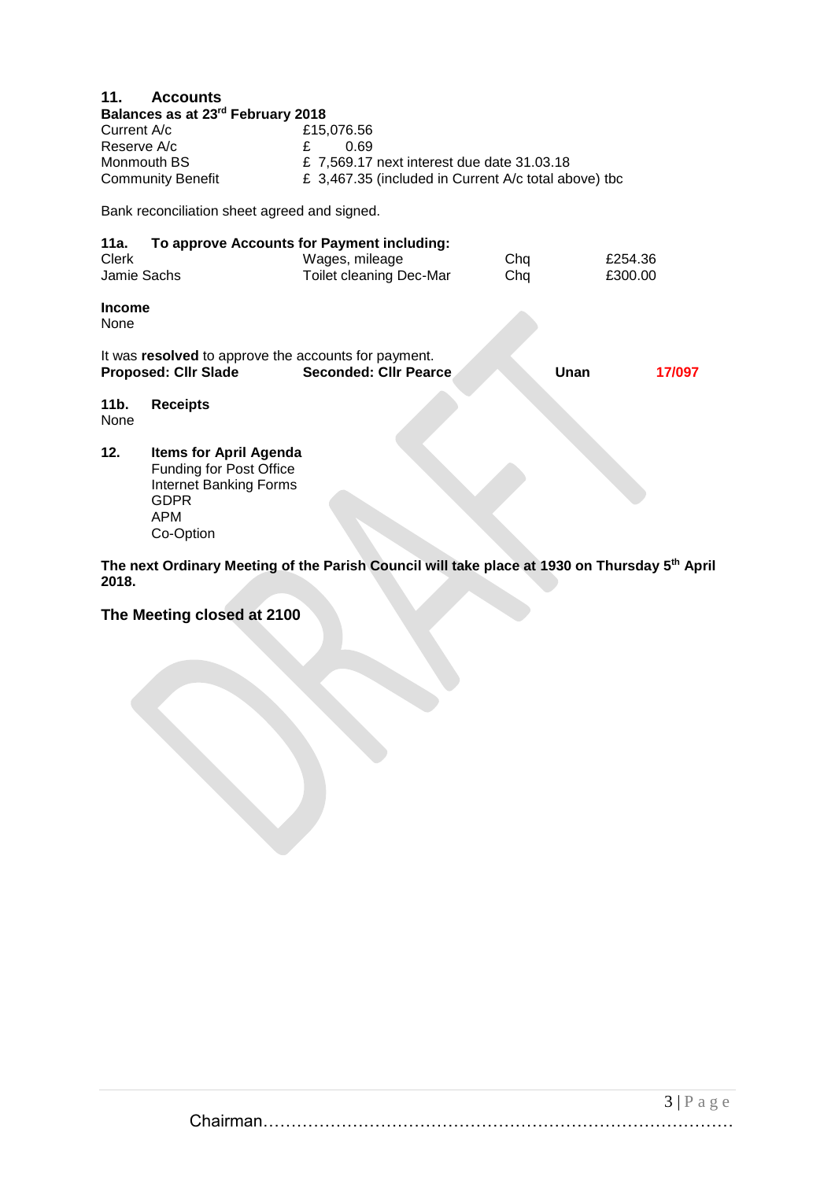## 11. Accounts

**Balances as at 23rd February 2018**

| | |
|---|---|
| Current A/c | £15,076.56 |
| Reserve A/c | £ 0.69 |
| Monmouth BS | £ 7,569.17 next interest due date 31.03.18 |
| Community Benefit | £ 3,467.35 (included in Current A/c total above) tbc |

Bank reconciliation sheet agreed and signed.

**11a. To approve Accounts for Payment including:**

| | | | |
|---|---|---|---|
| Clerk | Wages, mileage | Chq | £254.36 |
| Jamie Sachs | Toilet cleaning Dec-Mar | Chq | £300.00 |

**Income**
None

It was **resolved** to approve the accounts for payment.
**Proposed: Cllr Slade** **Seconded: Cllr Pearce** **Unan** **17/097**

**11b. Receipts**
None

**12. Items for April Agenda**
Funding for Post Office
Internet Banking Forms
GDPR
APM
Co-Option

**The next Ordinary Meeting of the Parish Council will take place at 1930 on Thursday 5th April 2018.**

**The Meeting closed at 2100**

Chairman…………………………………………………………………………